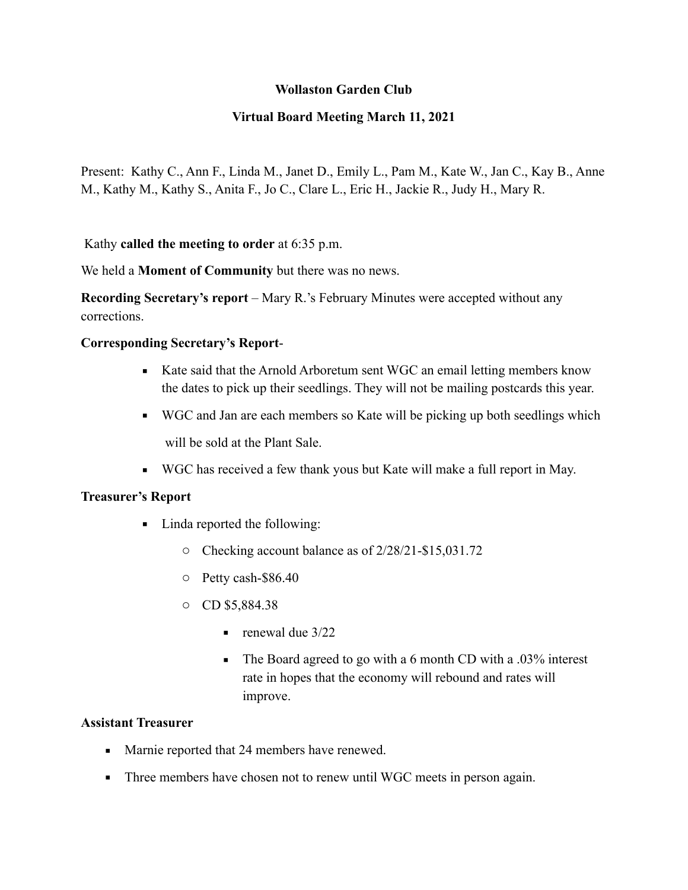# Wollaston Garden Club

## Virtual Board Meeting March 11, 2021

Present: Kathy C., Ann F., Linda M., Janet D., Emily L., Pam M., Kate W., Jan C., Kay B., Anne M., Kathy M., Kathy S., Anita F., Jo C., Clare L., Eric H., Jackie R., Judy H., Mary R.

Kathy **called the meeting to order** at 6:35 p.m.

We held a **Moment of Community** but there was no news.

**Recording Secretary's report** – Mary R.'s February Minutes were accepted without any corrections.

**Corresponding Secretary's Report**-

- Kate said that the Arnold Arboretum sent WGC an email letting members know the dates to pick up their seedlings. They will not be mailing postcards this year.
- WGC and Jan are each members so Kate will be picking up both seedlings which will be sold at the Plant Sale.
- WGC has received a few thank yous but Kate will make a full report in May.

**Treasurer's Report**

- Linda reported the following:
  - Checking account balance as of 2/28/21-$15,031.72
  - Petty cash-$86.40
  - CD $5,884.38
    - renewal due 3/22
    - The Board agreed to go with a 6 month CD with a .03% interest rate in hopes that the economy will rebound and rates will improve.

**Assistant Treasurer**

- Marnie reported that 24 members have renewed.
- Three members have chosen not to renew until WGC meets in person again.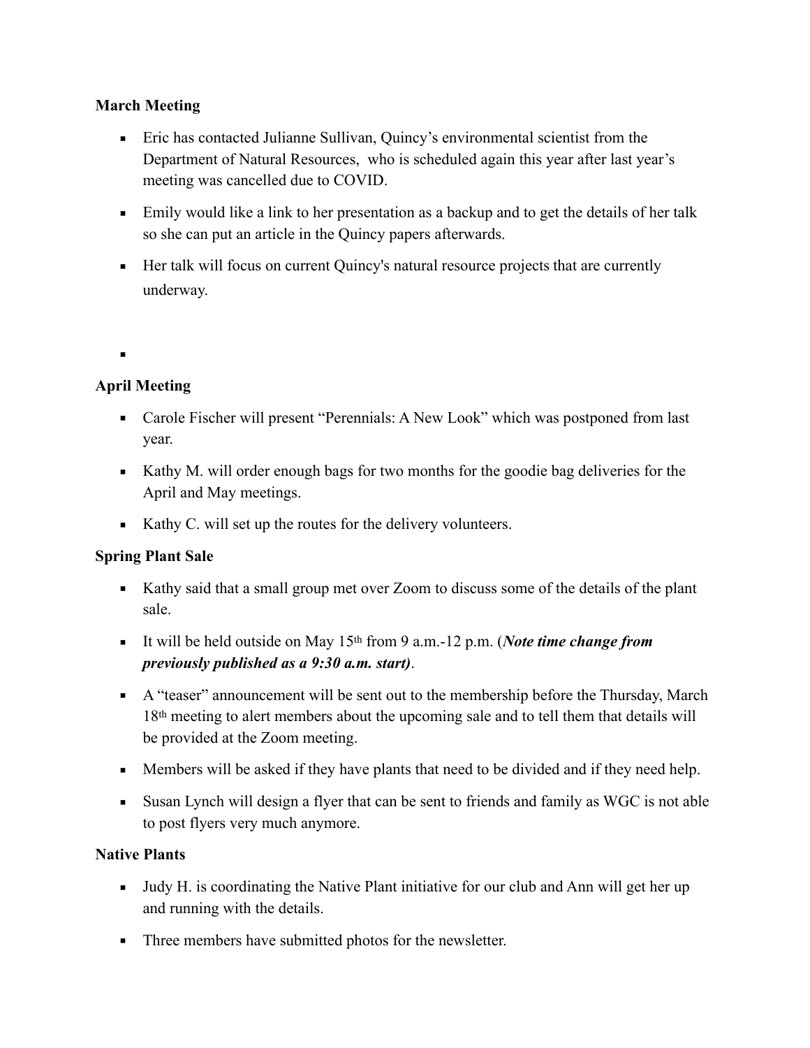**March Meeting**

- Eric has contacted Julianne Sullivan, Quincy's environmental scientist from the Department of Natural Resources, who is scheduled again this year after last year's meeting was cancelled due to COVID.
- Emily would like a link to her presentation as a backup and to get the details of her talk so she can put an article in the Quincy papers afterwards.
- Her talk will focus on current Quincy's natural resource projects that are currently underway.

**April Meeting**

- Carole Fischer will present "Perennials: A New Look" which was postponed from last year.
- Kathy M. will order enough bags for two months for the goodie bag deliveries for the April and May meetings.
- Kathy C. will set up the routes for the delivery volunteers.

**Spring Plant Sale**

- Kathy said that a small group met over Zoom to discuss some of the details of the plant sale.
- It will be held outside on May 15th from 9 a.m.-12 p.m. (***Note time change from previously published as a 9:30 a.m. start)***.
- A "teaser" announcement will be sent out to the membership before the Thursday, March 18th meeting to alert members about the upcoming sale and to tell them that details will be provided at the Zoom meeting.
- Members will be asked if they have plants that need to be divided and if they need help.
- Susan Lynch will design a flyer that can be sent to friends and family as WGC is not able to post flyers very much anymore.

**Native Plants**

- Judy H. is coordinating the Native Plant initiative for our club and Ann will get her up and running with the details.
- Three members have submitted photos for the newsletter.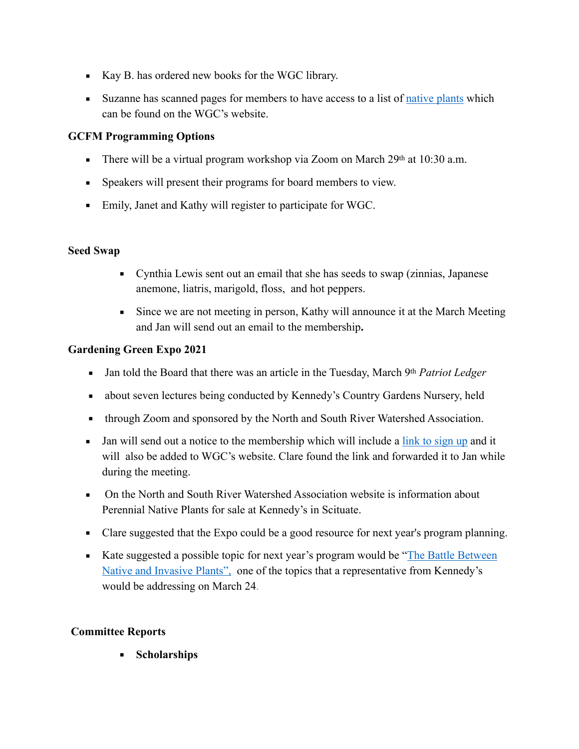- Kay B. has ordered new books for the WGC library.
- Suzanne has scanned pages for members to have access to a list of native plants which can be found on the WGC's website.

**GCFM Programming Options**

- There will be a virtual program workshop via Zoom on March 29th at 10:30 a.m.
- Speakers will present their programs for board members to view.
- Emily, Janet and Kathy will register to participate for WGC.

**Seed Swap**

- Cynthia Lewis sent out an email that she has seeds to swap (zinnias, Japanese anemone, liatris, marigold, floss, and hot peppers.
- Since we are not meeting in person, Kathy will announce it at the March Meeting and Jan will send out an email to the membership**.**

**Gardening Green Expo 2021**

- Jan told the Board that there was an article in the Tuesday, March 9th *Patriot Ledger*
- about seven lectures being conducted by Kennedy's Country Gardens Nursery, held
- through Zoom and sponsored by the North and South River Watershed Association.
- Jan will send out a notice to the membership which will include a link to sign up and it will also be added to WGC's website. Clare found the link and forwarded it to Jan while during the meeting.
- On the North and South River Watershed Association website is information about Perennial Native Plants for sale at Kennedy's in Scituate.
- Clare suggested that the Expo could be a good resource for next year's program planning.
- Kate suggested a possible topic for next year's program would be "The Battle Between Native and Invasive Plants", one of the topics that a representative from Kennedy's would be addressing on March 24.

**Committee Reports**

- **Scholarships**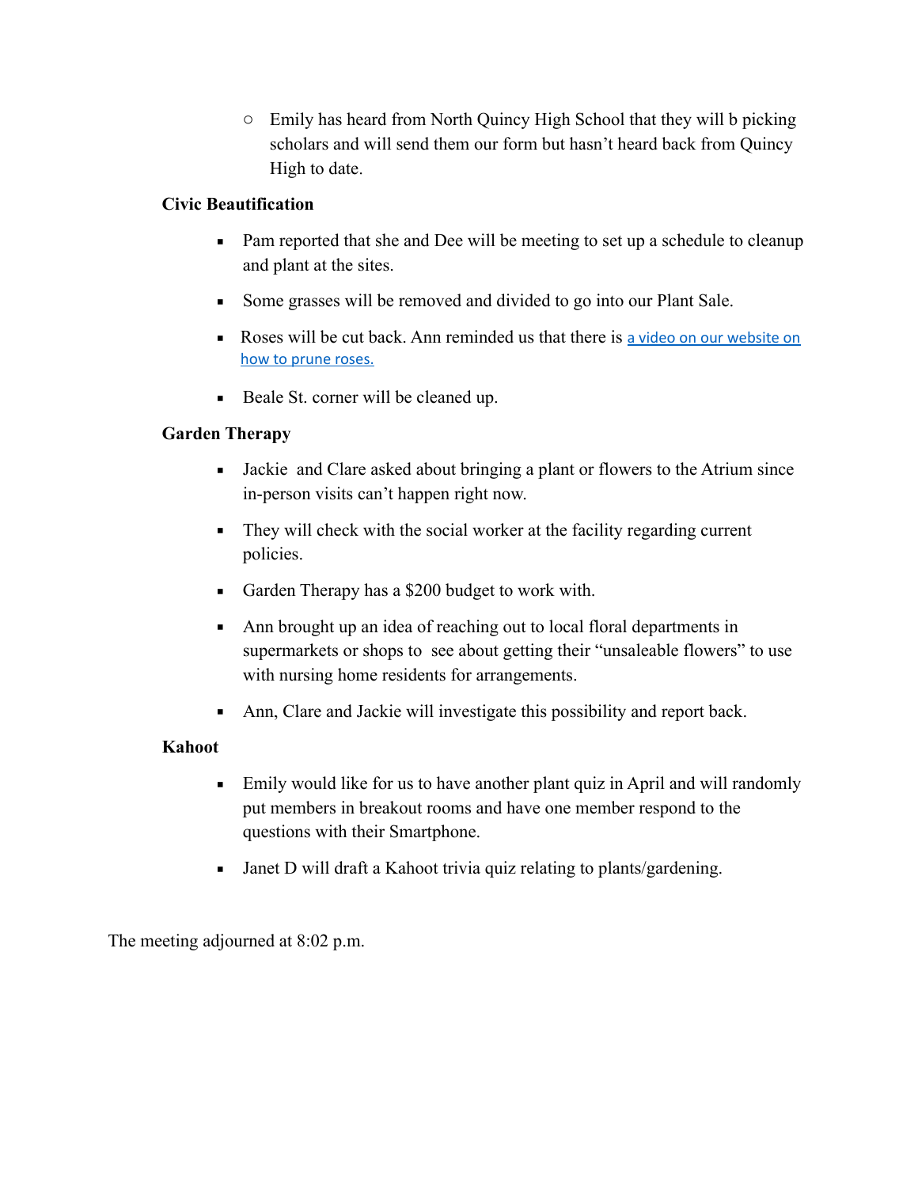- Emily has heard from North Quincy High School that they will b picking scholars and will send them our form but hasn't heard back from Quincy High to date.

**Civic Beautification**

- Pam reported that she and Dee will be meeting to set up a schedule to cleanup and plant at the sites.
- Some grasses will be removed and divided to go into our Plant Sale.
- Roses will be cut back. Ann reminded us that there is a video on our website on how to prune roses.
- Beale St. corner will be cleaned up.

**Garden Therapy**

- Jackie and Clare asked about bringing a plant or flowers to the Atrium since in-person visits can't happen right now.
- They will check with the social worker at the facility regarding current policies.
- Garden Therapy has a $200 budget to work with.
- Ann brought up an idea of reaching out to local floral departments in supermarkets or shops to see about getting their "unsaleable flowers" to use with nursing home residents for arrangements.
- Ann, Clare and Jackie will investigate this possibility and report back.

**Kahoot**

- Emily would like for us to have another plant quiz in April and will randomly put members in breakout rooms and have one member respond to the questions with their Smartphone.
- Janet D will draft a Kahoot trivia quiz relating to plants/gardening.

The meeting adjourned at 8:02 p.m.